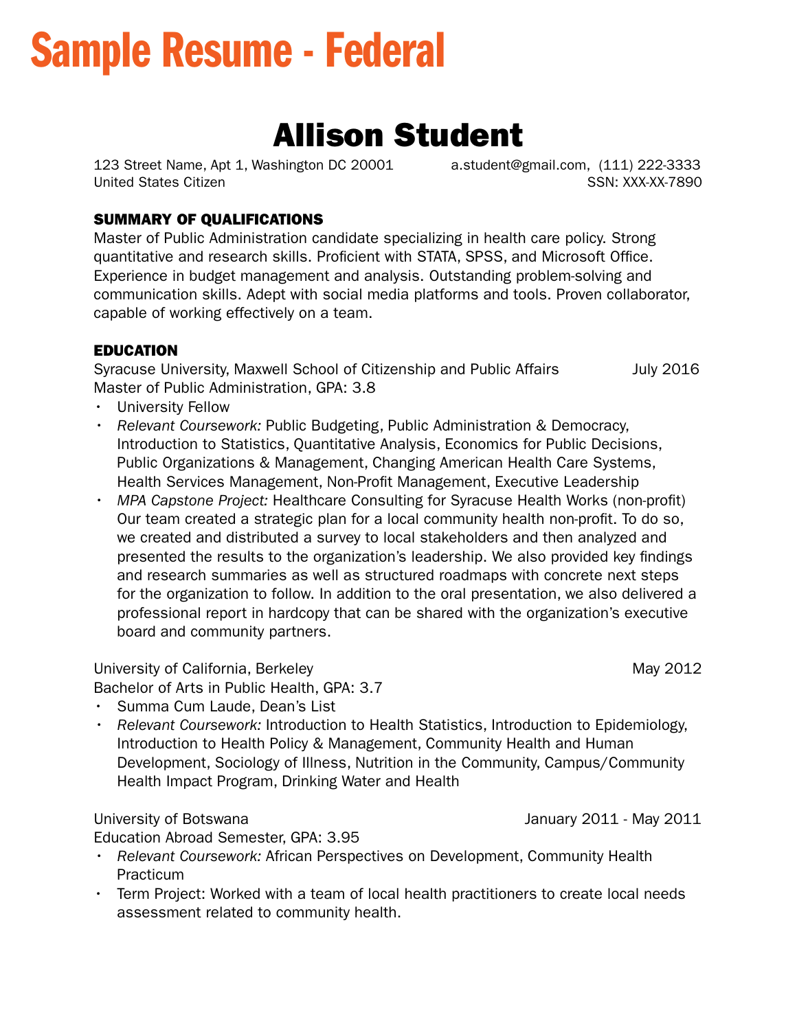# Sample Resume - Federal

## Allison Student

123 Street Name, Apt 1, Washington DC 20001 a.student@gmail.com, (111) 222-3333
United States Citizen SSN: XXX-XX-7890

### SUMMARY OF QUALIFICATIONS

Master of Public Administration candidate specializing in health care policy. Strong quantitative and research skills. Proficient with STATA, SPSS, and Microsoft Office. Experience in budget management and analysis. Outstanding problem-solving and communication skills. Adept with social media platforms and tools. Proven collaborator, capable of working effectively on a team.

### EDUCATION

Syracuse University, Maxwell School of Citizenship and Public Affairs — July 2016
Master of Public Administration, GPA: 3.8

- University Fellow
- *Relevant Coursework:* Public Budgeting, Public Administration & Democracy, Introduction to Statistics, Quantitative Analysis, Economics for Public Decisions, Public Organizations & Management, Changing American Health Care Systems, Health Services Management, Non-Profit Management, Executive Leadership
- *MPA Capstone Project:* Healthcare Consulting for Syracuse Health Works (non-profit) Our team created a strategic plan for a local community health non-profit. To do so, we created and distributed a survey to local stakeholders and then analyzed and presented the results to the organization's leadership. We also provided key findings and research summaries as well as structured roadmaps with concrete next steps for the organization to follow. In addition to the oral presentation, we also delivered a professional report in hardcopy that can be shared with the organization's executive board and community partners.

University of California, Berkeley — May 2012
Bachelor of Arts in Public Health, GPA: 3.7

- Summa Cum Laude, Dean's List
- *Relevant Coursework:* Introduction to Health Statistics, Introduction to Epidemiology, Introduction to Health Policy & Management, Community Health and Human Development, Sociology of Illness, Nutrition in the Community, Campus/Community Health Impact Program, Drinking Water and Health

University of Botswana — January 2011 - May 2011
Education Abroad Semester, GPA: 3.95

- *Relevant Coursework:* African Perspectives on Development, Community Health Practicum
- Term Project: Worked with a team of local health practitioners to create local needs assessment related to community health.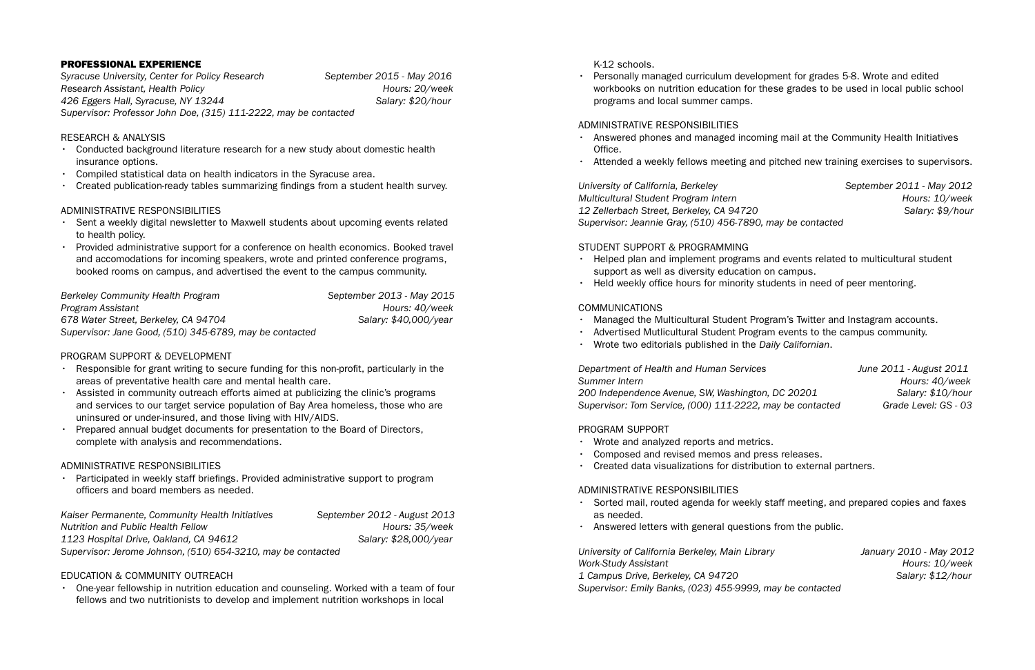## PROFESSIONAL EXPERIENCE

*Syracuse University, Center for Policy Research* — *September 2015 - May 2016*
*Research Assistant, Health Policy* — *Hours: 20/week*
*426 Eggers Hall, Syracuse, NY 13244* — *Salary: $20/hour*
*Supervisor: Professor John Doe, (315) 111-2222, may be contacted*

RESEARCH & ANALYSIS

- Conducted background literature research for a new study about domestic health insurance options.
- Compiled statistical data on health indicators in the Syracuse area.
- Created publication-ready tables summarizing findings from a student health survey.

ADMINISTRATIVE RESPONSIBILITIES

- Sent a weekly digital newsletter to Maxwell students about upcoming events related to health policy.
- Provided administrative support for a conference on health economics. Booked travel and accomodations for incoming speakers, wrote and printed conference programs, booked rooms on campus, and advertised the event to the campus community.

*Berkeley Community Health Program* — *September 2013 - May 2015*
*Program Assistant* — *Hours: 40/week*
*678 Water Street, Berkeley, CA 94704* — *Salary: $40,000/year*
*Supervisor: Jane Good, (510) 345-6789, may be contacted*

PROGRAM SUPPORT & DEVELOPMENT

- Responsible for grant writing to secure funding for this non-profit, particularly in the areas of preventative health care and mental health care.
- Assisted in community outreach efforts aimed at publicizing the clinic's programs and services to our target service population of Bay Area homeless, those who are uninsured or under-insured, and those living with HIV/AIDS.
- Prepared annual budget documents for presentation to the Board of Directors, complete with analysis and recommendations.

ADMINISTRATIVE RESPONSIBILITIES

- Participated in weekly staff briefings. Provided administrative support to program officers and board members as needed.

*Kaiser Permanente, Community Health Initiatives* — *September 2012 - August 2013*
*Nutrition and Public Health Fellow* — *Hours: 35/week*
*1123 Hospital Drive, Oakland, CA 94612* — *Salary: $28,000/year*
*Supervisor: Jerome Johnson, (510) 654-3210, may be contacted*

EDUCATION & COMMUNITY OUTREACH

- One-year fellowship in nutrition education and counseling. Worked with a team of four fellows and two nutritionists to develop and implement nutrition workshops in local K-12 schools.
- Personally managed curriculum development for grades 5-8. Wrote and edited workbooks on nutrition education for these grades to be used in local public school programs and local summer camps.

ADMINISTRATIVE RESPONSIBILITIES

- Answered phones and managed incoming mail at the Community Health Initiatives Office.
- Attended a weekly fellows meeting and pitched new training exercises to supervisors.

*University of California, Berkeley* — *September 2011 - May 2012*
*Multicultural Student Program Intern* — *Hours: 10/week*
*12 Zellerbach Street, Berkeley, CA 94720* — *Salary: $9/hour*
*Supervisor: Jeannie Gray, (510) 456-7890, may be contacted*

STUDENT SUPPORT & PROGRAMMING

- Helped plan and implement programs and events related to multicultural student support as well as diversity education on campus.
- Held weekly office hours for minority students in need of peer mentoring.

COMMUNICATIONS

- Managed the Multicultural Student Program's Twitter and Instagram accounts.
- Advertised Mutlicultural Student Program events to the campus community.
- Wrote two editorials published in the *Daily Californian*.

*Department of Health and Human Services* — *June 2011 - August 2011*
*Summer Intern* — *Hours: 40/week*
*200 Independence Avenue, SW, Washington, DC 20201* — *Salary: $10/hour*
*Supervisor: Tom Service, (000) 111-2222, may be contacted* — *Grade Level: GS - 03*

PROGRAM SUPPORT

- Wrote and analyzed reports and metrics.
- Composed and revised memos and press releases.
- Created data visualizations for distribution to external partners.

ADMINISTRATIVE RESPONSIBILITIES

- Sorted mail, routed agenda for weekly staff meeting, and prepared copies and faxes as needed.
- Answered letters with general questions from the public.

*University of California Berkeley, Main Library* — *January 2010 - May 2012*
*Work-Study Assistant* — *Hours: 10/week*
*1 Campus Drive, Berkeley, CA 94720* — *Salary: $12/hour*
*Supervisor: Emily Banks, (023) 455-9999, may be contacted*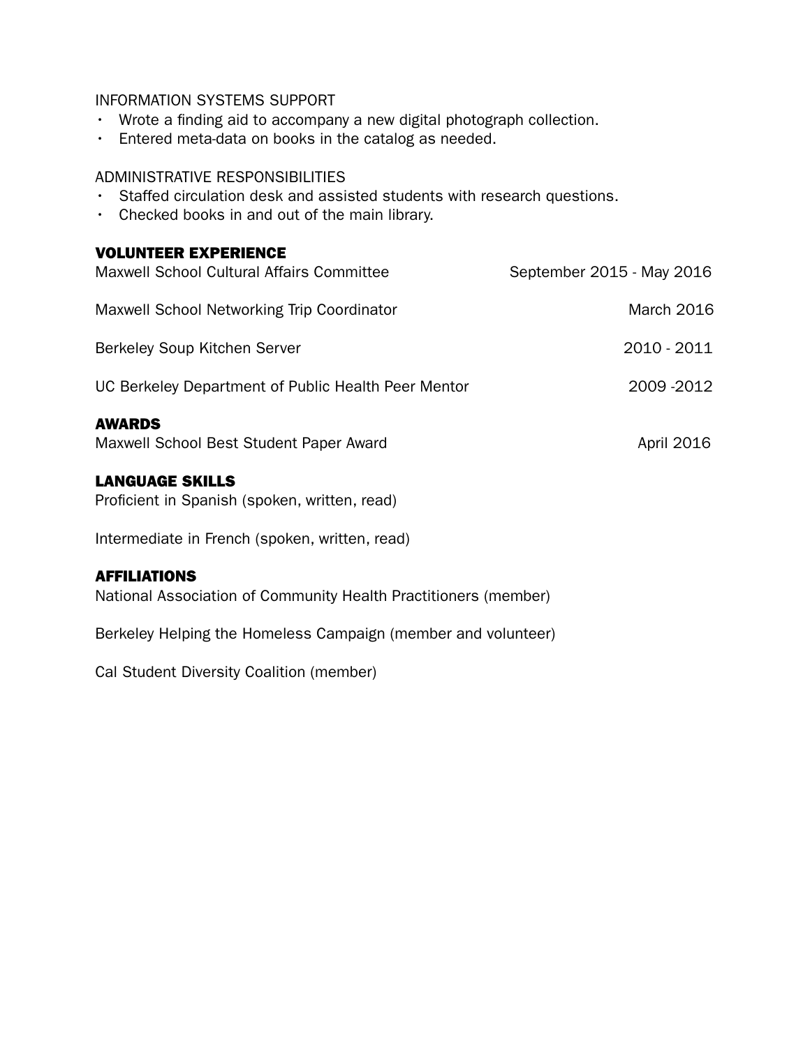INFORMATION SYSTEMS SUPPORT

- Wrote a finding aid to accompany a new digital photograph collection.
- Entered meta-data on books in the catalog as needed.

ADMINISTRATIVE RESPONSIBILITIES

- Staffed circulation desk and assisted students with research questions.
- Checked books in and out of the main library.

## VOLUNTEER EXPERIENCE

Maxwell School Cultural Affairs Committee — September 2015 - May 2016

Maxwell School Networking Trip Coordinator — March 2016

Berkeley Soup Kitchen Server — 2010 - 2011

UC Berkeley Department of Public Health Peer Mentor — 2009 -2012

## AWARDS

Maxwell School Best Student Paper Award — April 2016

## LANGUAGE SKILLS

Proficient in Spanish (spoken, written, read)

Intermediate in French (spoken, written, read)

## AFFILIATIONS

National Association of Community Health Practitioners (member)

Berkeley Helping the Homeless Campaign (member and volunteer)

Cal Student Diversity Coalition (member)